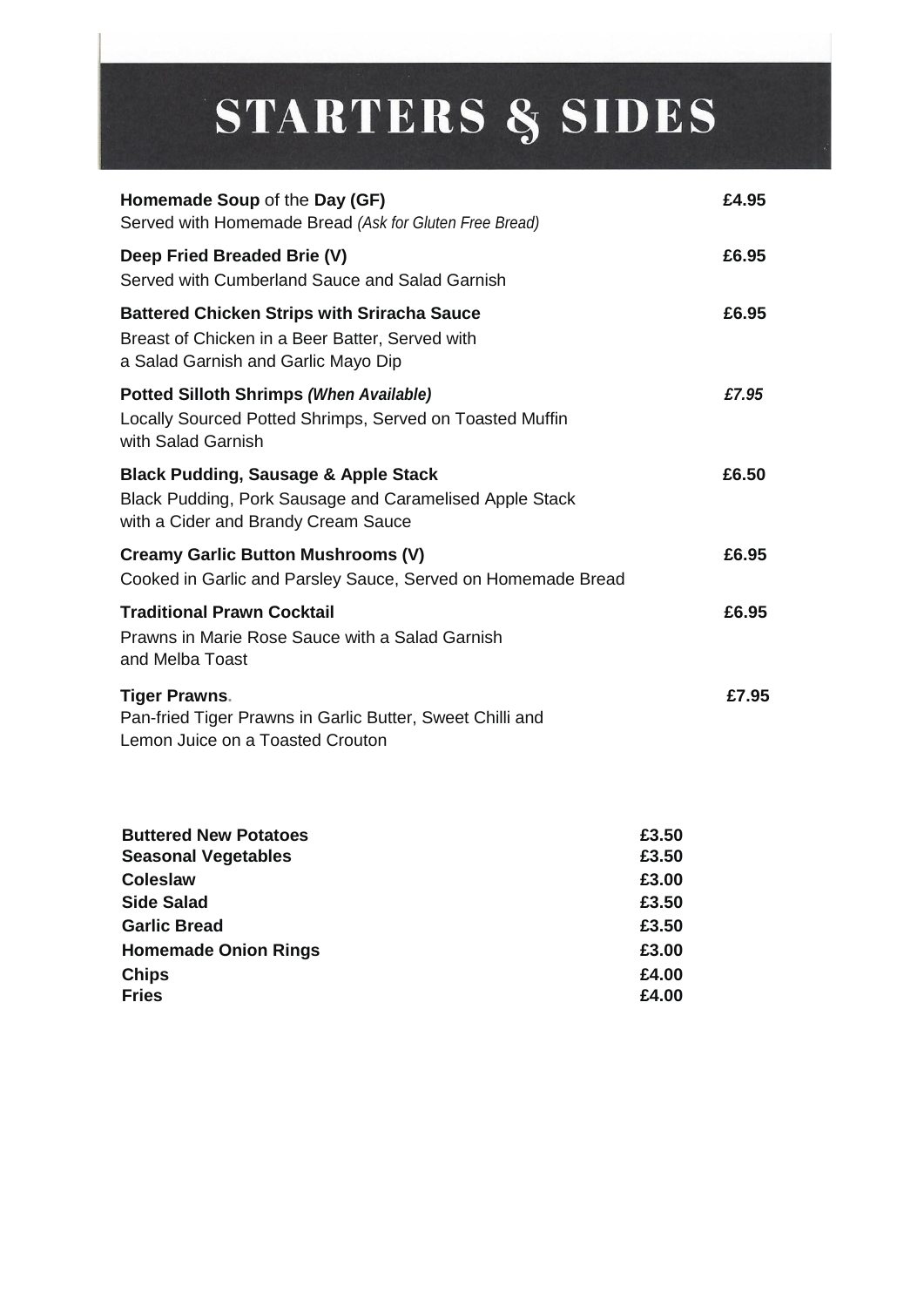# STARTERS & SIDES

**Homemade Soup** of the **Day (GF)** — **£4.95**
Served with Homemade Bread *(Ask for Gluten Free Bread)*

**Deep Fried Breaded Brie (V)** — **£6.95**
Served with Cumberland Sauce and Salad Garnish

**Battered Chicken Strips with Sriracha Sauce** — **£6.95**
Breast of Chicken in a Beer Batter, Served with
a Salad Garnish and Garlic Mayo Dip

**Potted Silloth Shrimps *(When Available)*** — ***£7.95***
Locally Sourced Potted Shrimps, Served on Toasted Muffin
with Salad Garnish

**Black Pudding, Sausage & Apple Stack** — **£6.50**
Black Pudding, Pork Sausage and Caramelised Apple Stack
with a Cider and Brandy Cream Sauce

**Creamy Garlic Button Mushrooms (V)** — **£6.95**
Cooked in Garlic and Parsley Sauce, Served on Homemade Bread

**Traditional Prawn Cocktail** — **£6.95**
Prawns in Marie Rose Sauce with a Salad Garnish
and Melba Toast

**Tiger Prawns** — **£7.95**
Pan-fried Tiger Prawns in Garlic Butter, Sweet Chilli and
Lemon Juice on a Toasted Crouton

| Side | Price |
|---|---|
| **Buttered New Potatoes** | **£3.50** |
| **Seasonal Vegetables** | **£3.50** |
| **Coleslaw** | **£3.00** |
| **Side Salad** | **£3.50** |
| **Garlic Bread** | **£3.50** |
| **Homemade Onion Rings** | **£3.00** |
| **Chips** | **£4.00** |
| **Fries** | **£4.00** |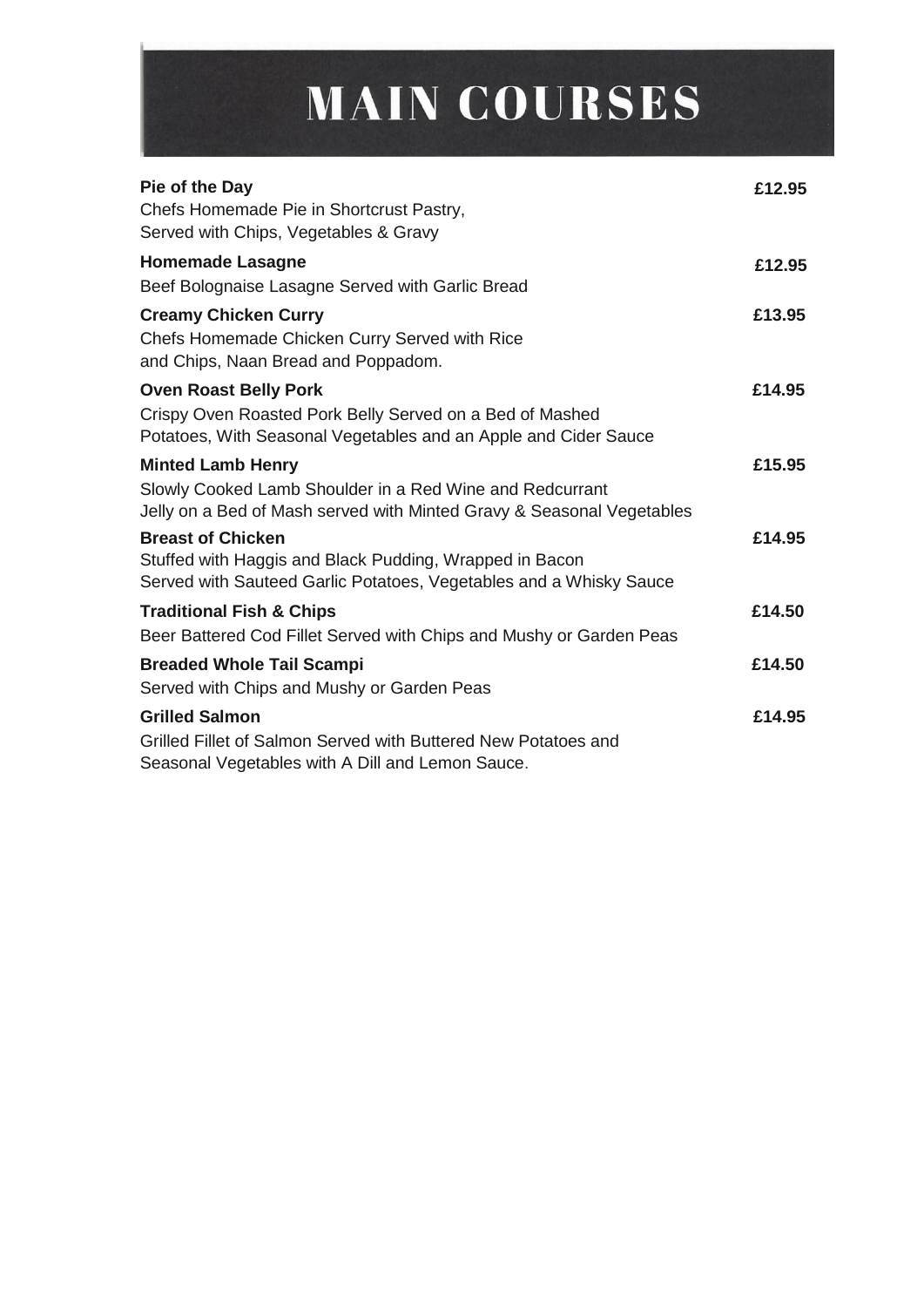# MAIN COURSES

**Pie of the Day** **£12.95**
Chefs Homemade Pie in Shortcrust Pastry,
Served with Chips, Vegetables & Gravy

**Homemade Lasagne** **£12.95**
Beef Bolognaise Lasagne Served with Garlic Bread

**Creamy Chicken Curry** **£13.95**
Chefs Homemade Chicken Curry Served with Rice
and Chips, Naan Bread and Poppadom.

**Oven Roast Belly Pork** **£14.95**
Crispy Oven Roasted Pork Belly Served on a Bed of Mashed
Potatoes, With Seasonal Vegetables and an Apple and Cider Sauce

**Minted Lamb Henry** **£15.95**
Slowly Cooked Lamb Shoulder in a Red Wine and Redcurrant
Jelly on a Bed of Mash served with Minted Gravy & Seasonal Vegetables

**Breast of Chicken** **£14.95**
Stuffed with Haggis and Black Pudding, Wrapped in Bacon
Served with Sauteed Garlic Potatoes, Vegetables and a Whisky Sauce

**Traditional Fish & Chips** **£14.50**
Beer Battered Cod Fillet Served with Chips and Mushy or Garden Peas

**Breaded Whole Tail Scampi** **£14.50**
Served with Chips and Mushy or Garden Peas

**Grilled Salmon** **£14.95**
Grilled Fillet of Salmon Served with Buttered New Potatoes and
Seasonal Vegetables with A Dill and Lemon Sauce.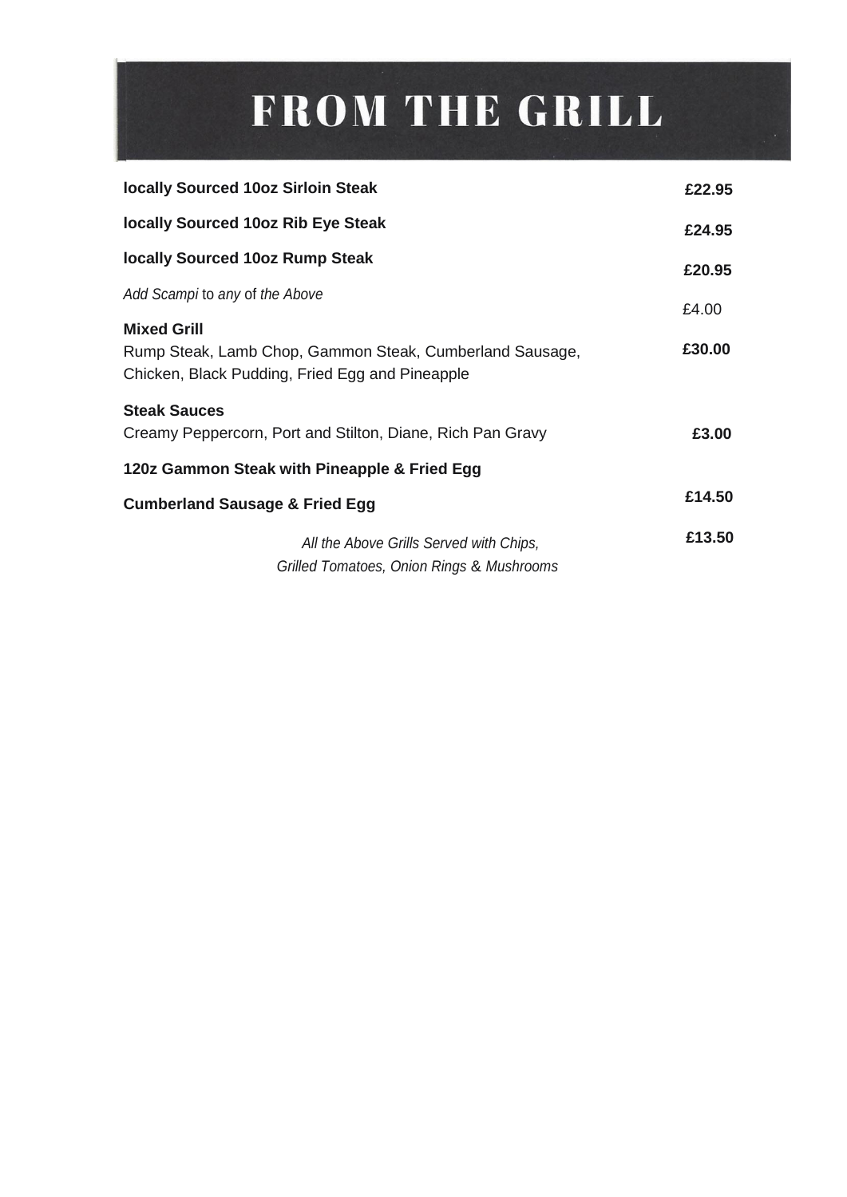# FROM THE GRILL

**locally Sourced 10oz Sirloin Steak** **£22.95**

**locally Sourced 10oz Rib Eye Steak** **£24.95**

**locally Sourced 10oz Rump Steak** **£20.95**

*Add Scampi* to *any* of *the Above* £4.00

**Mixed Grill** **£30.00**
Rump Steak, Lamb Chop, Gammon Steak, Cumberland Sausage, Chicken, Black Pudding, Fried Egg and Pineapple

**Steak Sauces**
Creamy Peppercorn, Port and Stilton, Diane, Rich Pan Gravy **£3.00**

**120z Gammon Steak with Pineapple & Fried Egg** **£14.50**

**Cumberland Sausage & Fried Egg** **£13.50**

*All the Above Grills Served with Chips,*
*Grilled Tomatoes, Onion Rings & Mushrooms*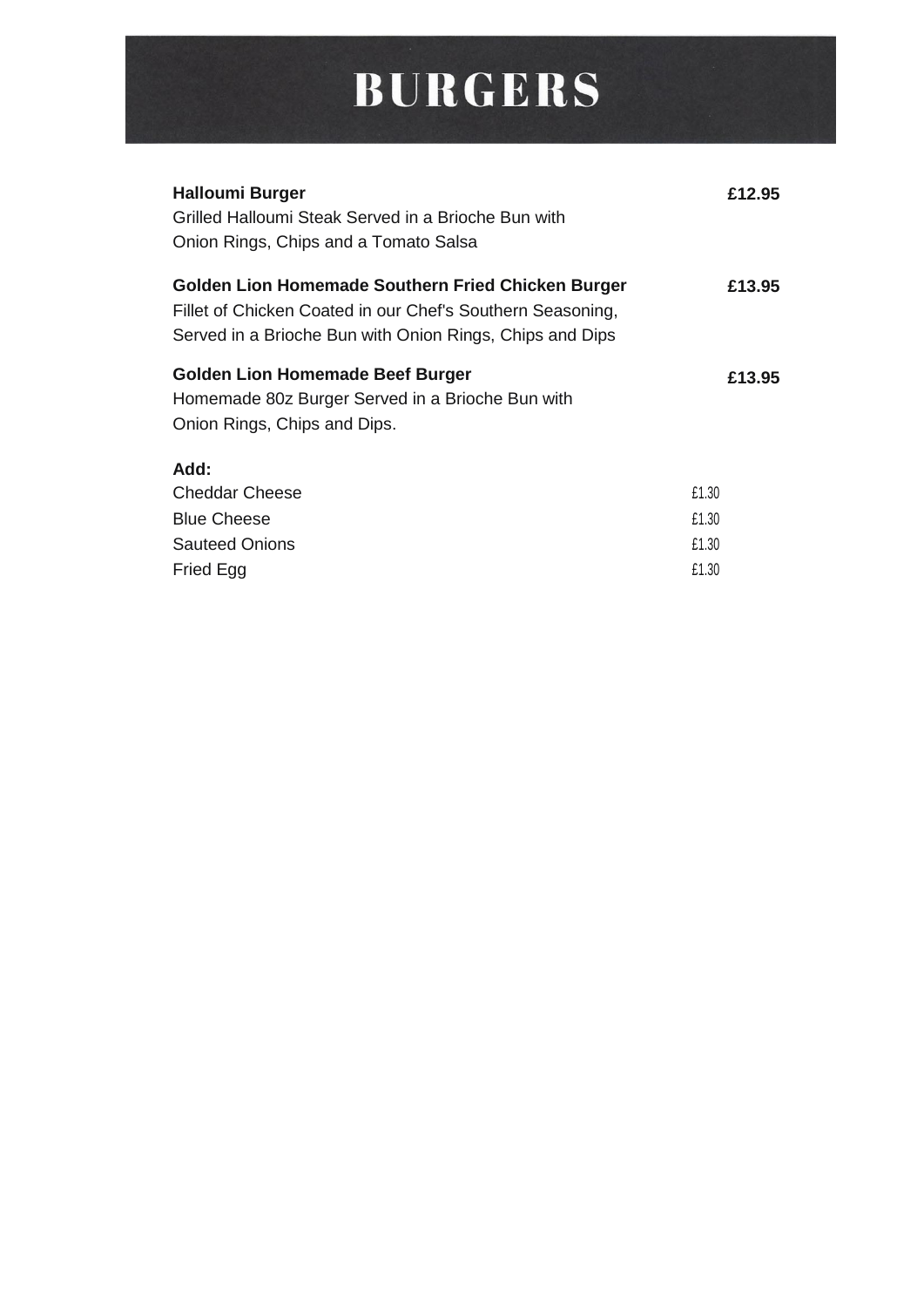# BURGERS

**Halloumi Burger** **£12.95**
Grilled Halloumi Steak Served in a Brioche Bun with
Onion Rings, Chips and a Tomato Salsa

**Golden Lion Homemade Southern Fried Chicken Burger** **£13.95**
Fillet of Chicken Coated in our Chef's Southern Seasoning,
Served in a Brioche Bun with Onion Rings, Chips and Dips

**Golden Lion Homemade Beef Burger** **£13.95**
Homemade 80z Burger Served in a Brioche Bun with
Onion Rings, Chips and Dips.

**Add:**

| | |
|---|---|
| Cheddar Cheese | £1.30 |
| Blue Cheese | £1.30 |
| Sauteed Onions | £1.30 |
| Fried Egg | £1.30 |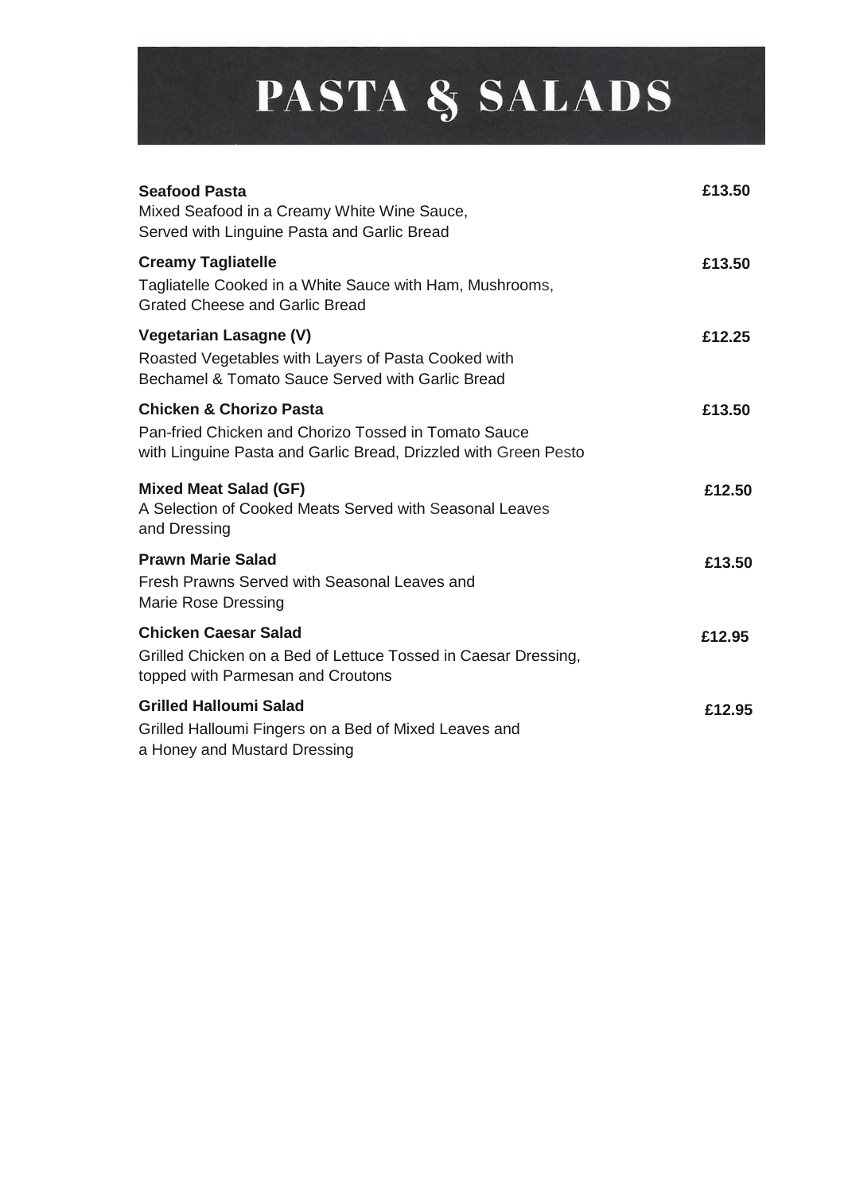# PASTA & SALADS

**Seafood Pasta** **£13.50**
Mixed Seafood in a Creamy White Wine Sauce,
Served with Linguine Pasta and Garlic Bread

**Creamy Tagliatelle** **£13.50**
Tagliatelle Cooked in a White Sauce with Ham, Mushrooms,
Grated Cheese and Garlic Bread

**Vegetarian Lasagne (V)** **£12.25**
Roasted Vegetables with Layers of Pasta Cooked with
Bechamel & Tomato Sauce Served with Garlic Bread

**Chicken & Chorizo Pasta** **£13.50**
Pan-fried Chicken and Chorizo Tossed in Tomato Sauce
with Linguine Pasta and Garlic Bread, Drizzled with Green Pesto

**Mixed Meat Salad (GF)** **£12.50**
A Selection of Cooked Meats Served with Seasonal Leaves
and Dressing

**Prawn Marie Salad** **£13.50**
Fresh Prawns Served with Seasonal Leaves and
Marie Rose Dressing

**Chicken Caesar Salad** **£12.95**
Grilled Chicken on a Bed of Lettuce Tossed in Caesar Dressing,
topped with Parmesan and Croutons

**Grilled Halloumi Salad** **£12.95**
Grilled Halloumi Fingers on a Bed of Mixed Leaves and
a Honey and Mustard Dressing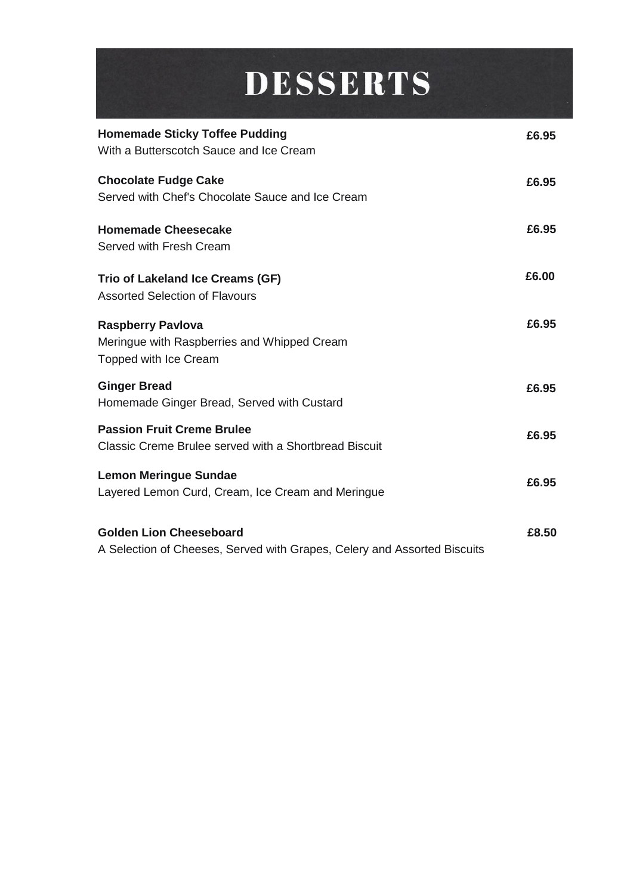# DESSERTS

**Homemade Sticky Toffee Pudding** **£6.95**
With a Butterscotch Sauce and Ice Cream

**Chocolate Fudge Cake** **£6.95**
Served with Chef's Chocolate Sauce and Ice Cream

**Homemade Cheesecake** **£6.95**
Served with Fresh Cream

**Trio of Lakeland Ice Creams (GF)** **£6.00**
Assorted Selection of Flavours

**Raspberry Pavlova** **£6.95**
Meringue with Raspberries and Whipped Cream
Topped with Ice Cream

**Ginger Bread** **£6.95**
Homemade Ginger Bread, Served with Custard

**Passion Fruit Creme Brulee** **£6.95**
Classic Creme Brulee served with a Shortbread Biscuit

**Lemon Meringue Sundae** **£6.95**
Layered Lemon Curd, Cream, Ice Cream and Meringue

**Golden Lion Cheeseboard** **£8.50**
A Selection of Cheeses, Served with Grapes, Celery and Assorted Biscuits